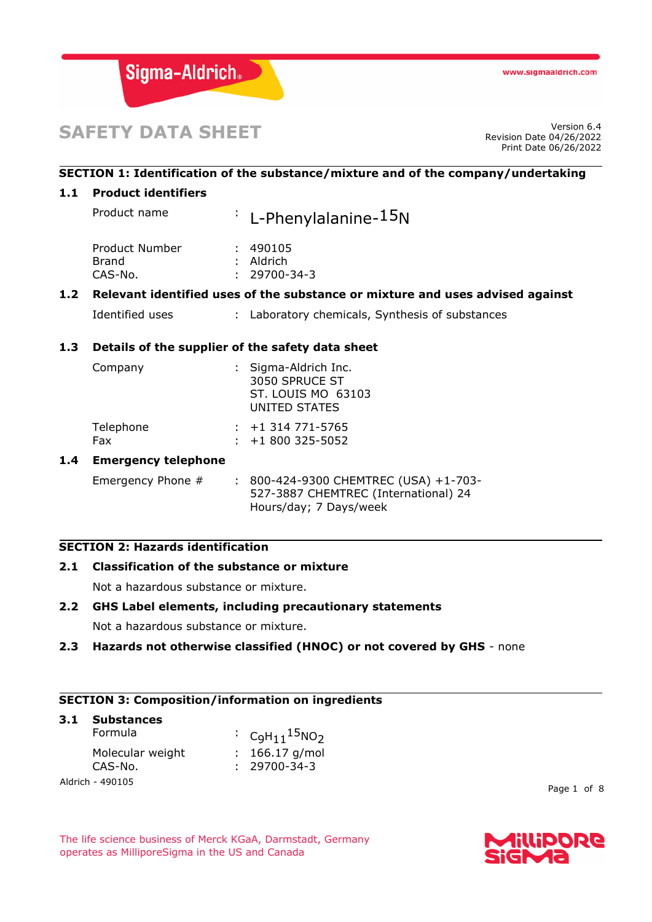# SAFETY DATA SHEET

Version 6.4
Revision Date 04/26/2022
Print Date 06/26/2022

## SECTION 1: Identification of the substance/mixture and of the company/undertaking

### 1.1 Product identifiers

| | | |
|---|---|---|
| Product name | : | L-Phenylalanine-$^{15}N$ |
| Product Number | : | 490105 |
| Brand | : | Aldrich |
| CAS-No. | : | 29700-34-3 |

### 1.2 Relevant identified uses of the substance or mixture and uses advised against

| | | |
|---|---|---|
| Identified uses | : | Laboratory chemicals, Synthesis of substances |

### 1.3 Details of the supplier of the safety data sheet

| | | |
|---|---|---|
| Company | : | Sigma-Aldrich Inc.<br>3050 SPRUCE ST<br>ST. LOUIS MO 63103<br>UNITED STATES |
| Telephone | : | +1 314 771-5765 |
| Fax | : | +1 800 325-5052 |

### 1.4 Emergency telephone

| | | |
|---|---|---|
| Emergency Phone # | : | 800-424-9300 CHEMTREC (USA) +1-703-527-3887 CHEMTREC (International) 24 Hours/day; 7 Days/week |

## SECTION 2: Hazards identification

### 2.1 Classification of the substance or mixture

Not a hazardous substance or mixture.

### 2.2 GHS Label elements, including precautionary statements

Not a hazardous substance or mixture.

### 2.3 Hazards not otherwise classified (HNOC) or not covered by GHS - none

## SECTION 3: Composition/information on ingredients

### 3.1 Substances

| | | |
|---|---|---|
| Formula | : | $C_9H_{11}{}^{15}NO_2$ |
| Molecular weight | : | 166.17 g/mol |
| CAS-No. | : | 29700-34-3 |

The life science business of Merck KGaA, Darmstadt, Germany operates as MilliporeSigma in the US and Canada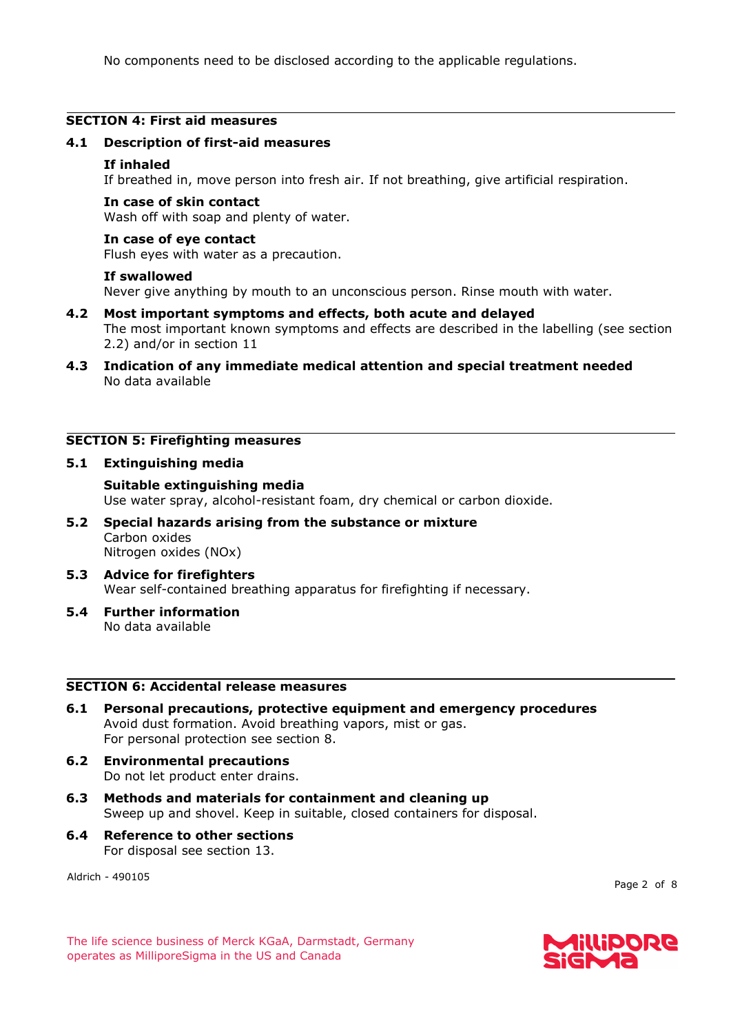No components need to be disclosed according to the applicable regulations.

## SECTION 4: First aid measures

### 4.1 Description of first-aid measures

**If inhaled**
If breathed in, move person into fresh air. If not breathing, give artificial respiration.

**In case of skin contact**
Wash off with soap and plenty of water.

**In case of eye contact**
Flush eyes with water as a precaution.

**If swallowed**
Never give anything by mouth to an unconscious person. Rinse mouth with water.

### 4.2 Most important symptoms and effects, both acute and delayed
The most important known symptoms and effects are described in the labelling (see section 2.2) and/or in section 11

### 4.3 Indication of any immediate medical attention and special treatment needed
No data available

## SECTION 5: Firefighting measures

### 5.1 Extinguishing media

**Suitable extinguishing media**
Use water spray, alcohol-resistant foam, dry chemical or carbon dioxide.

### 5.2 Special hazards arising from the substance or mixture
Carbon oxides
Nitrogen oxides (NOx)

### 5.3 Advice for firefighters
Wear self-contained breathing apparatus for firefighting if necessary.

### 5.4 Further information
No data available

## SECTION 6: Accidental release measures

### 6.1 Personal precautions, protective equipment and emergency procedures
Avoid dust formation. Avoid breathing vapors, mist or gas.
For personal protection see section 8.

### 6.2 Environmental precautions
Do not let product enter drains.

### 6.3 Methods and materials for containment and cleaning up
Sweep up and shovel. Keep in suitable, closed containers for disposal.

### 6.4 Reference to other sections
For disposal see section 13.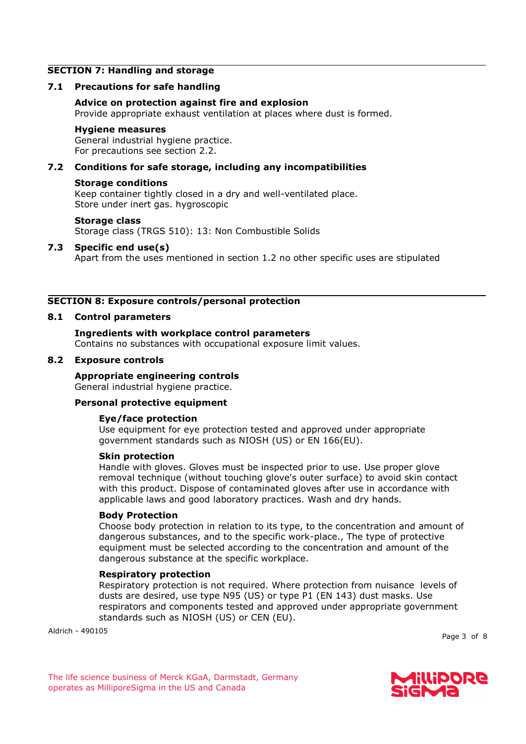## SECTION 7: Handling and storage

### 7.1 Precautions for safe handling

**Advice on protection against fire and explosion**
Provide appropriate exhaust ventilation at places where dust is formed.

**Hygiene measures**
General industrial hygiene practice.
For precautions see section 2.2.

### 7.2 Conditions for safe storage, including any incompatibilities

**Storage conditions**
Keep container tightly closed in a dry and well-ventilated place.
Store under inert gas. hygroscopic

**Storage class**
Storage class (TRGS 510): 13: Non Combustible Solids

### 7.3 Specific end use(s)

Apart from the uses mentioned in section 1.2 no other specific uses are stipulated

## SECTION 8: Exposure controls/personal protection

### 8.1 Control parameters

**Ingredients with workplace control parameters**
Contains no substances with occupational exposure limit values.

### 8.2 Exposure controls

**Appropriate engineering controls**
General industrial hygiene practice.

**Personal protective equipment**

**Eye/face protection**
Use equipment for eye protection tested and approved under appropriate government standards such as NIOSH (US) or EN 166(EU).

**Skin protection**
Handle with gloves. Gloves must be inspected prior to use. Use proper glove removal technique (without touching glove's outer surface) to avoid skin contact with this product. Dispose of contaminated gloves after use in accordance with applicable laws and good laboratory practices. Wash and dry hands.

**Body Protection**
Choose body protection in relation to its type, to the concentration and amount of dangerous substances, and to the specific work-place., The type of protective equipment must be selected according to the concentration and amount of the dangerous substance at the specific workplace.

**Respiratory protection**
Respiratory protection is not required. Where protection from nuisance levels of dusts are desired, use type N95 (US) or type P1 (EN 143) dust masks. Use respirators and components tested and approved under appropriate government standards such as NIOSH (US) or CEN (EU).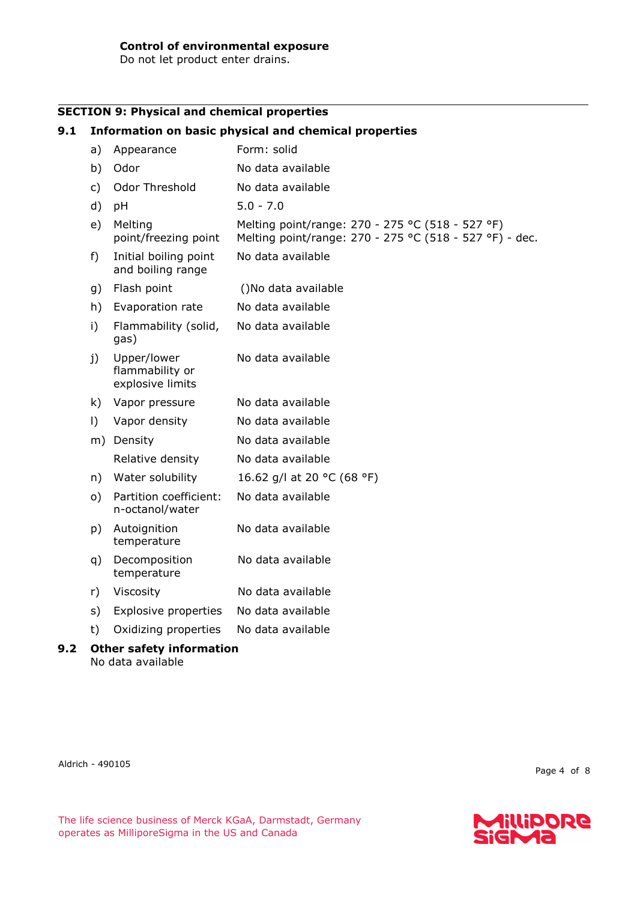**Control of environmental exposure**
Do not let product enter drains.

## SECTION 9: Physical and chemical properties

### 9.1 Information on basic physical and chemical properties

| | | |
|---|---|---|
| a) | Appearance | Form: solid |
| b) | Odor | No data available |
| c) | Odor Threshold | No data available |
| d) | pH | 5.0 - 7.0 |
| e) | Melting point/freezing point | Melting point/range: 270 - 275 °C (518 - 527 °F)<br>Melting point/range: 270 - 275 °C (518 - 527 °F) - dec. |
| f) | Initial boiling point and boiling range | No data available |
| g) | Flash point | ()No data available |
| h) | Evaporation rate | No data available |
| i) | Flammability (solid, gas) | No data available |
| j) | Upper/lower flammability or explosive limits | No data available |
| k) | Vapor pressure | No data available |
| l) | Vapor density | No data available |
| m) | Density | No data available |
| | Relative density | No data available |
| n) | Water solubility | 16.62 g/l at 20 °C (68 °F) |
| o) | Partition coefficient: n-octanol/water | No data available |
| p) | Autoignition temperature | No data available |
| q) | Decomposition temperature | No data available |
| r) | Viscosity | No data available |
| s) | Explosive properties | No data available |
| t) | Oxidizing properties | No data available |

### 9.2 Other safety information

No data available

Aldrich - 490105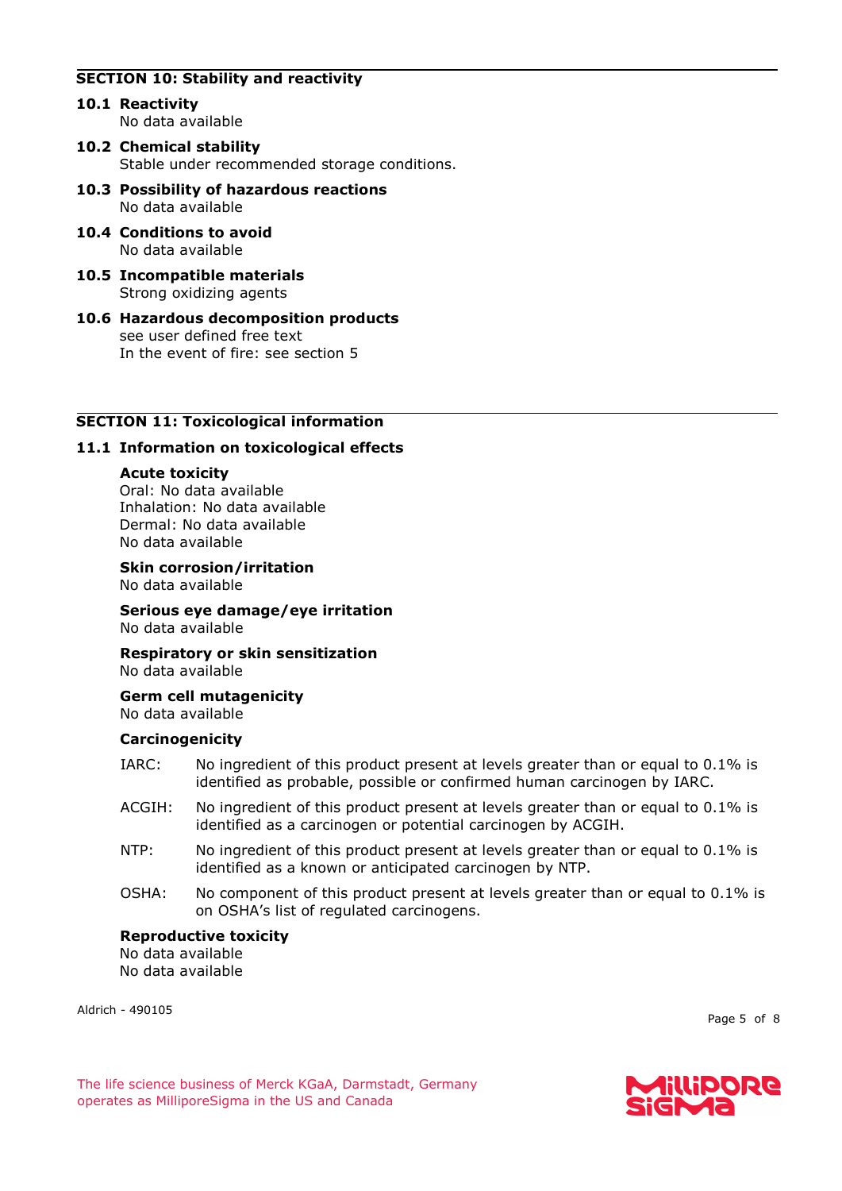## SECTION 10: Stability and reactivity

### 10.1 Reactivity

No data available

### 10.2 Chemical stability

Stable under recommended storage conditions.

### 10.3 Possibility of hazardous reactions

No data available

### 10.4 Conditions to avoid

No data available

### 10.5 Incompatible materials

Strong oxidizing agents

### 10.6 Hazardous decomposition products

see user defined free text
In the event of fire: see section 5

## SECTION 11: Toxicological information

### 11.1 Information on toxicological effects

**Acute toxicity**

Oral: No data available
Inhalation: No data available
Dermal: No data available
No data available

**Skin corrosion/irritation**

No data available

**Serious eye damage/eye irritation**

No data available

**Respiratory or skin sensitization**

No data available

**Germ cell mutagenicity**

No data available

**Carcinogenicity**

IARC: No ingredient of this product present at levels greater than or equal to 0.1% is identified as probable, possible or confirmed human carcinogen by IARC.

ACGIH: No ingredient of this product present at levels greater than or equal to 0.1% is identified as a carcinogen or potential carcinogen by ACGIH.

NTP: No ingredient of this product present at levels greater than or equal to 0.1% is identified as a known or anticipated carcinogen by NTP.

OSHA: No component of this product present at levels greater than or equal to 0.1% is on OSHA's list of regulated carcinogens.

**Reproductive toxicity**

No data available
No data available

Aldrich - 490105

The life science business of Merck KGaA, Darmstadt, Germany operates as MilliporeSigma in the US and Canada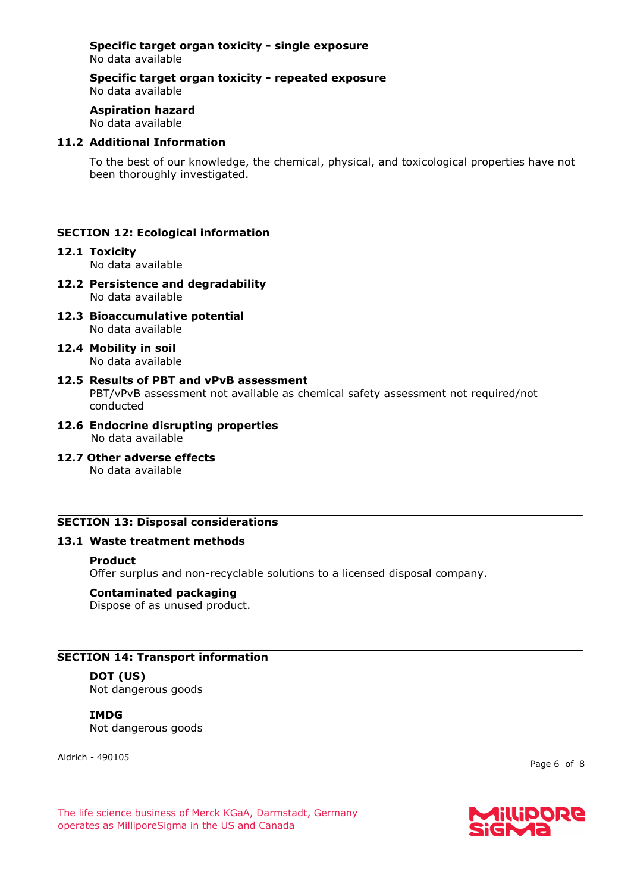**Specific target organ toxicity - single exposure**
No data available

**Specific target organ toxicity - repeated exposure**
No data available

**Aspiration hazard**
No data available

### 11.2 Additional Information

To the best of our knowledge, the chemical, physical, and toxicological properties have not been thoroughly investigated.

## SECTION 12: Ecological information

### 12.1 Toxicity
No data available

### 12.2 Persistence and degradability
No data available

### 12.3 Bioaccumulative potential
No data available

### 12.4 Mobility in soil
No data available

### 12.5 Results of PBT and vPvB assessment
PBT/vPvB assessment not available as chemical safety assessment not required/not conducted

### 12.6 Endocrine disrupting properties
No data available

### 12.7 Other adverse effects
No data available

## SECTION 13: Disposal considerations

### 13.1 Waste treatment methods

**Product**
Offer surplus and non-recyclable solutions to a licensed disposal company.

**Contaminated packaging**
Dispose of as unused product.

## SECTION 14: Transport information

**DOT (US)**
Not dangerous goods

**IMDG**
Not dangerous goods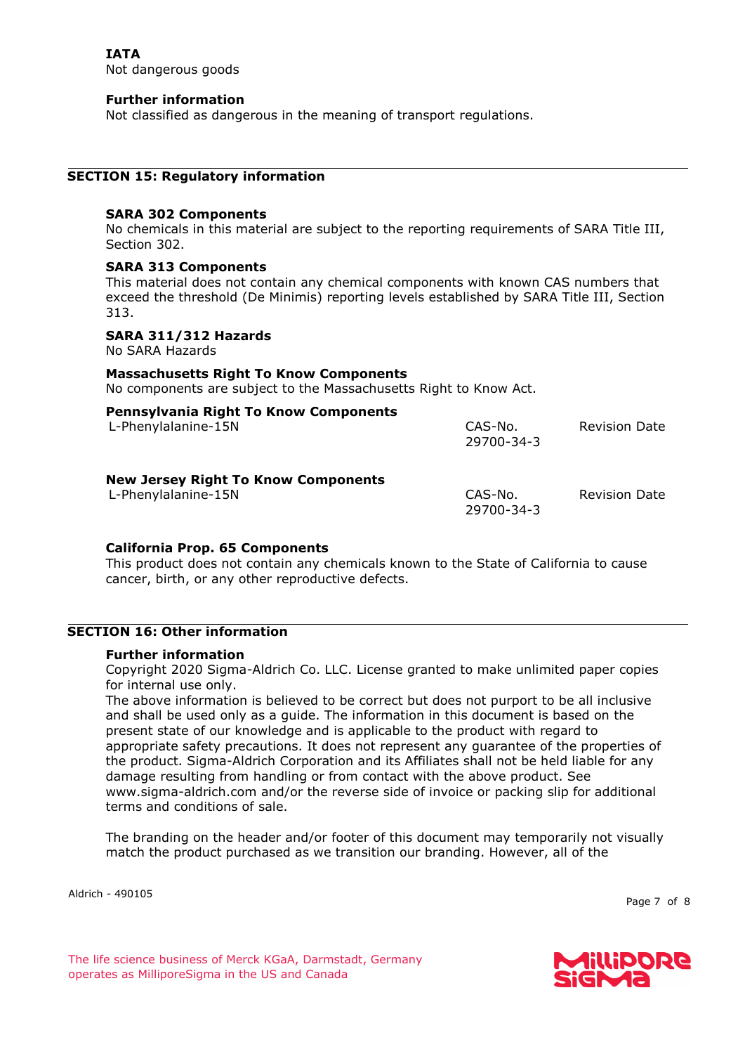**IATA**
Not dangerous goods

**Further information**
Not classified as dangerous in the meaning of transport regulations.

## SECTION 15: Regulatory information

**SARA 302 Components**
No chemicals in this material are subject to the reporting requirements of SARA Title III, Section 302.

**SARA 313 Components**
This material does not contain any chemical components with known CAS numbers that exceed the threshold (De Minimis) reporting levels established by SARA Title III, Section 313.

**SARA 311/312 Hazards**
No SARA Hazards

**Massachusetts Right To Know Components**
No components are subject to the Massachusetts Right to Know Act.

**Pennsylvania Right To Know Components**

| | | |
|---|---|---|
| L-Phenylalanine-15N | CAS-No. 29700-34-3 | Revision Date |

**New Jersey Right To Know Components**

| | | |
|---|---|---|
| L-Phenylalanine-15N | CAS-No. 29700-34-3 | Revision Date |

**California Prop. 65 Components**
This product does not contain any chemicals known to the State of California to cause cancer, birth, or any other reproductive defects.

## SECTION 16: Other information

**Further information**
Copyright 2020 Sigma-Aldrich Co. LLC. License granted to make unlimited paper copies for internal use only.
The above information is believed to be correct but does not purport to be all inclusive and shall be used only as a guide. The information in this document is based on the present state of our knowledge and is applicable to the product with regard to appropriate safety precautions. It does not represent any guarantee of the properties of the product. Sigma-Aldrich Corporation and its Affiliates shall not be held liable for any damage resulting from handling or from contact with the above product. See www.sigma-aldrich.com and/or the reverse side of invoice or packing slip for additional terms and conditions of sale.

The branding on the header and/or footer of this document may temporarily not visually match the product purchased as we transition our branding. However, all of the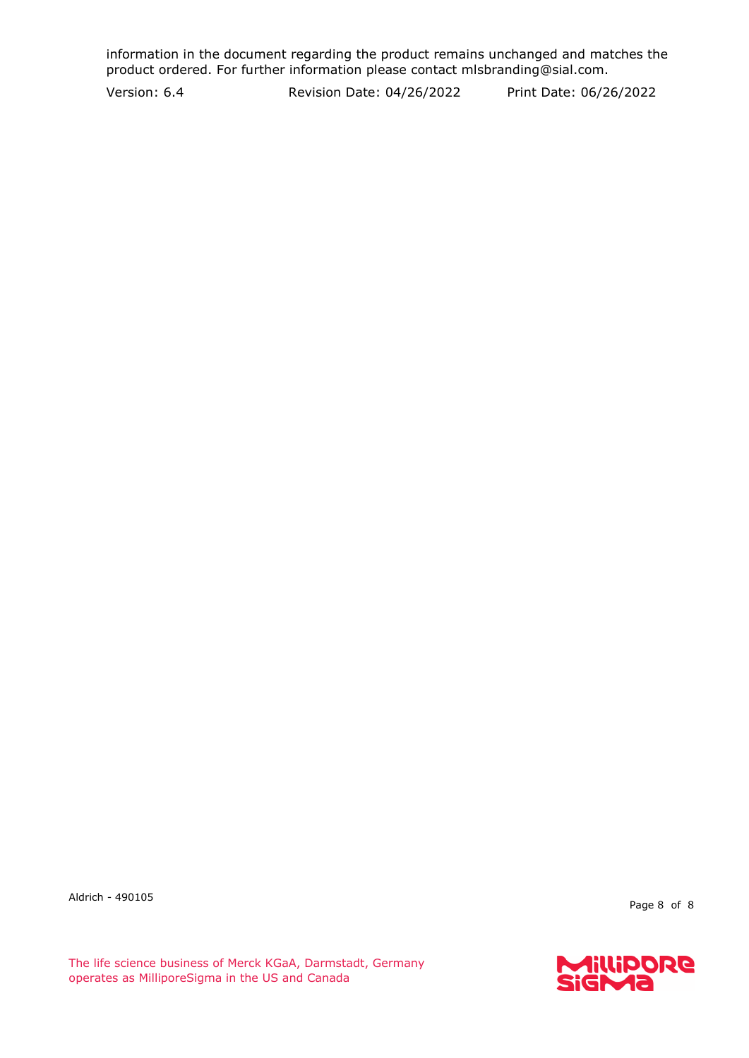information in the document regarding the product remains unchanged and matches the product ordered. For further information please contact mlsbranding@sial.com.

Version: 6.4 Revision Date: 04/26/2022 Print Date: 06/26/2022